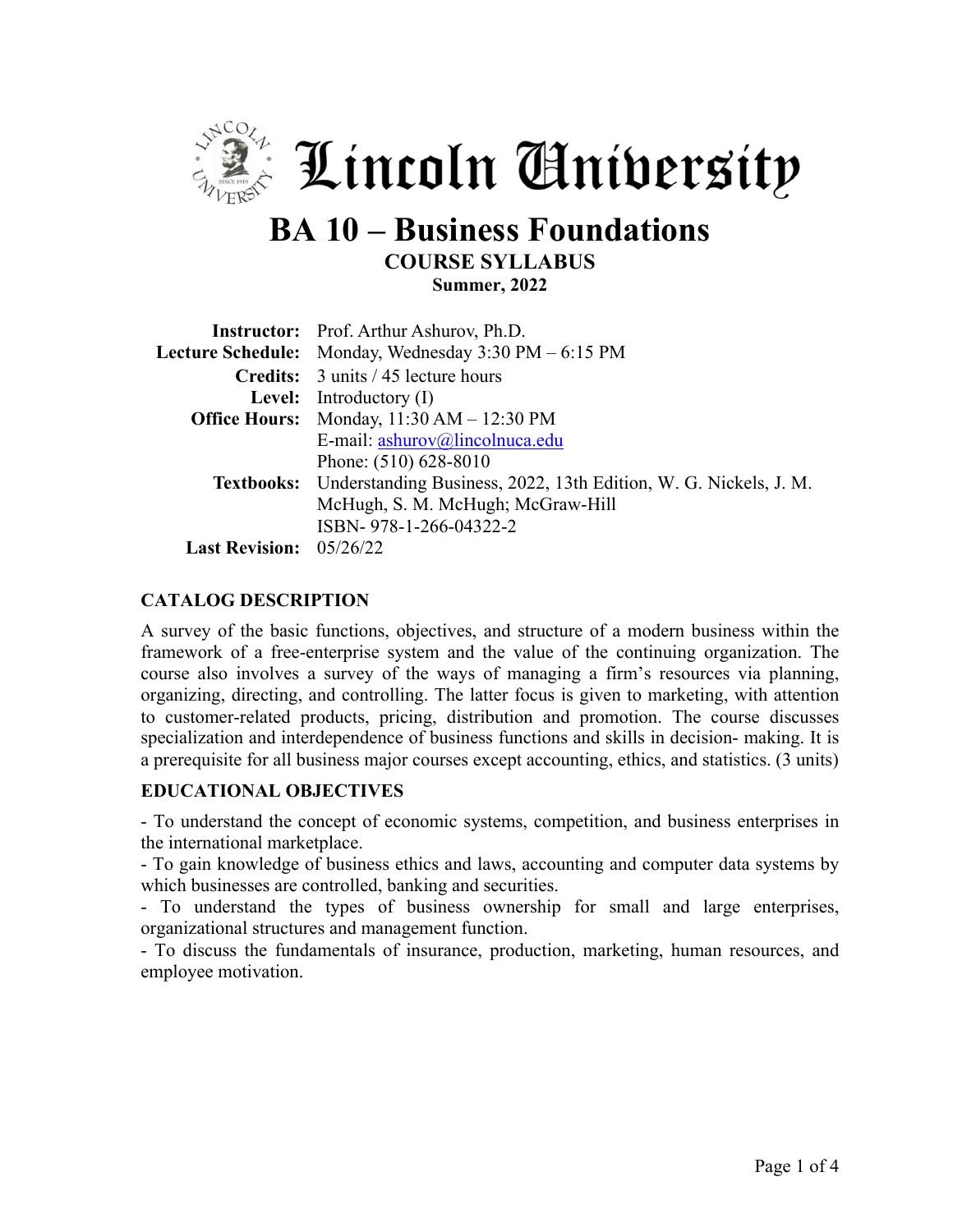# Lincoln University

# BA 10 – Business Foundations

## COURSE SYLLABUS

**Summer, 2022**

| | |
|---|---|
| **Instructor:** | Prof. Arthur Ashurov, Ph.D. |
| **Lecture Schedule:** | Monday, Wednesday 3:30 PM – 6:15 PM |
| **Credits:** | 3 units / 45 lecture hours |
| **Level:** | Introductory (I) |
| **Office Hours:** | Monday, 11:30 AM – 12:30 PM<br>E-mail: ashurov@lincolnuca.edu<br>Phone: (510) 628-8010 |
| **Textbooks:** | Understanding Business, 2022, 13th Edition, W. G. Nickels, J. M. McHugh, S. M. McHugh; McGraw-Hill<br>ISBN- 978-1-266-04322-2 |
| **Last Revision:** | 05/26/22 |

### CATALOG DESCRIPTION

A survey of the basic functions, objectives, and structure of a modern business within the framework of a free-enterprise system and the value of the continuing organization. The course also involves a survey of the ways of managing a firm's resources via planning, organizing, directing, and controlling. The latter focus is given to marketing, with attention to customer-related products, pricing, distribution and promotion. The course discusses specialization and interdependence of business functions and skills in decision- making. It is a prerequisite for all business major courses except accounting, ethics, and statistics. (3 units)

### EDUCATIONAL OBJECTIVES

- To understand the concept of economic systems, competition, and business enterprises in the international marketplace.
- To gain knowledge of business ethics and laws, accounting and computer data systems by which businesses are controlled, banking and securities.
- To understand the types of business ownership for small and large enterprises, organizational structures and management function.
- To discuss the fundamentals of insurance, production, marketing, human resources, and employee motivation.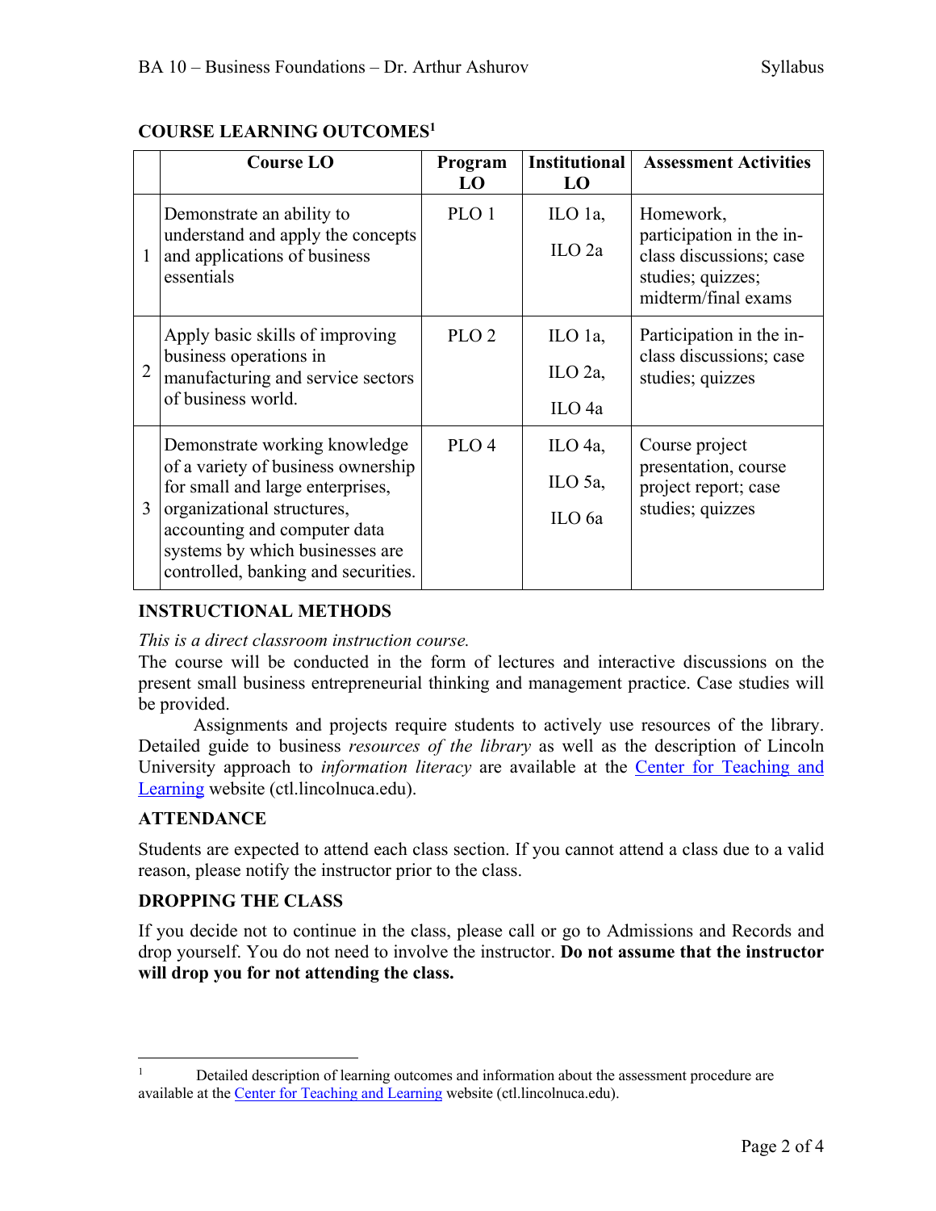## COURSE LEARNING OUTCOMES[1]

| | Course LO | Program LO | Institutional LO | Assessment Activities |
|---|---|---|---|---|
| 1 | Demonstrate an ability to understand and apply the concepts and applications of business essentials | PLO 1 | ILO 1a, ILO 2a | Homework, participation in the in-class discussions; case studies; quizzes; midterm/final exams |
| 2 | Apply basic skills of improving business operations in manufacturing and service sectors of business world. | PLO 2 | ILO 1a, ILO 2a, ILO 4a | Participation in the in-class discussions; case studies; quizzes |
| 3 | Demonstrate working knowledge of a variety of business ownership for small and large enterprises, organizational structures, accounting and computer data systems by which businesses are controlled, banking and securities. | PLO 4 | ILO 4a, ILO 5a, ILO 6a | Course project presentation, course project report; case studies; quizzes |

## INSTRUCTIONAL METHODS

*This is a direct classroom instruction course.*

The course will be conducted in the form of lectures and interactive discussions on the present small business entrepreneurial thinking and management practice. Case studies will be provided.

Assignments and projects require students to actively use resources of the library. Detailed guide to business *resources of the library* as well as the description of Lincoln University approach to *information literacy* are available at the Center for Teaching and Learning website (ctl.lincolnuca.edu).

## ATTENDANCE

Students are expected to attend each class section. If you cannot attend a class due to a valid reason, please notify the instructor prior to the class.

## DROPPING THE CLASS

If you decide not to continue in the class, please call or go to Admissions and Records and drop yourself. You do not need to involve the instructor. **Do not assume that the instructor will drop you for not attending the class.**

---

[1] Detailed description of learning outcomes and information about the assessment procedure are available at the Center for Teaching and Learning website (ctl.lincolnuca.edu).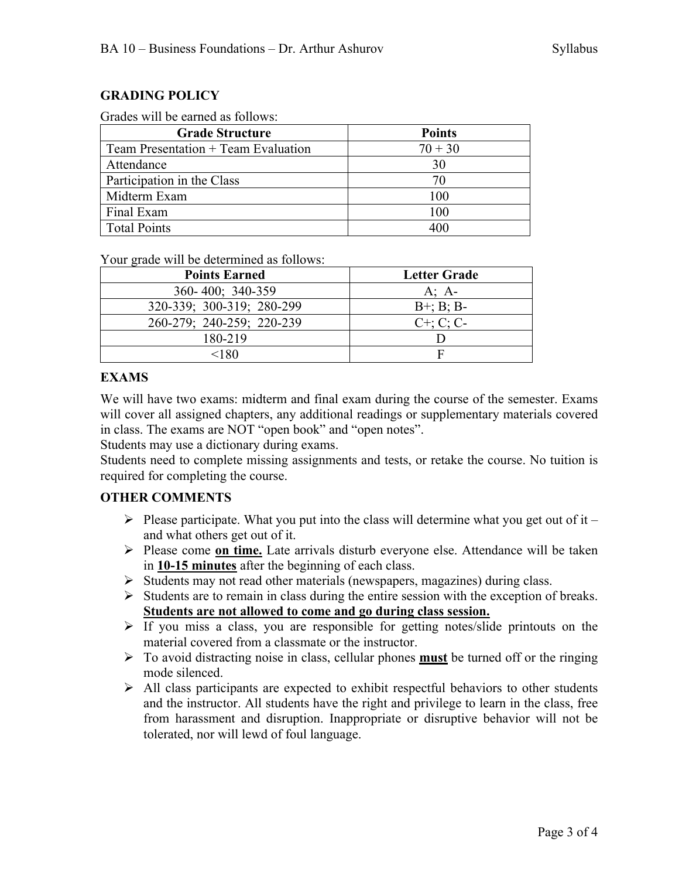## GRADING POLICY

Grades will be earned as follows:

| Grade Structure | Points |
|---|---|
| Team Presentation + Team Evaluation | 70 + 30 |
| Attendance | 30 |
| Participation in the Class | 70 |
| Midterm Exam | 100 |
| Final Exam | 100 |
| Total Points | 400 |

Your grade will be determined as follows:

| Points Earned | Letter Grade |
|---|---|
| 360- 400; 340-359 | A; A- |
| 320-339; 300-319; 280-299 | B+; B; B- |
| 260-279; 240-259; 220-239 | C+; C; C- |
| 180-219 | D |
| <180 | F |

## EXAMS

We will have two exams: midterm and final exam during the course of the semester. Exams will cover all assigned chapters, any additional readings or supplementary materials covered in class. The exams are NOT "open book" and "open notes".

Students may use a dictionary during exams.

Students need to complete missing assignments and tests, or retake the course. No tuition is required for completing the course.

## OTHER COMMENTS

- Please participate. What you put into the class will determine what you get out of it – and what others get out of it.
- Please come **on time.** Late arrivals disturb everyone else. Attendance will be taken in **10-15 minutes** after the beginning of each class.
- Students may not read other materials (newspapers, magazines) during class.
- Students are to remain in class during the entire session with the exception of breaks. **Students are not allowed to come and go during class session.**
- If you miss a class, you are responsible for getting notes/slide printouts on the material covered from a classmate or the instructor.
- To avoid distracting noise in class, cellular phones **must** be turned off or the ringing mode silenced.
- All class participants are expected to exhibit respectful behaviors to other students and the instructor. All students have the right and privilege to learn in the class, free from harassment and disruption. Inappropriate or disruptive behavior will not be tolerated, nor will lewd of foul language.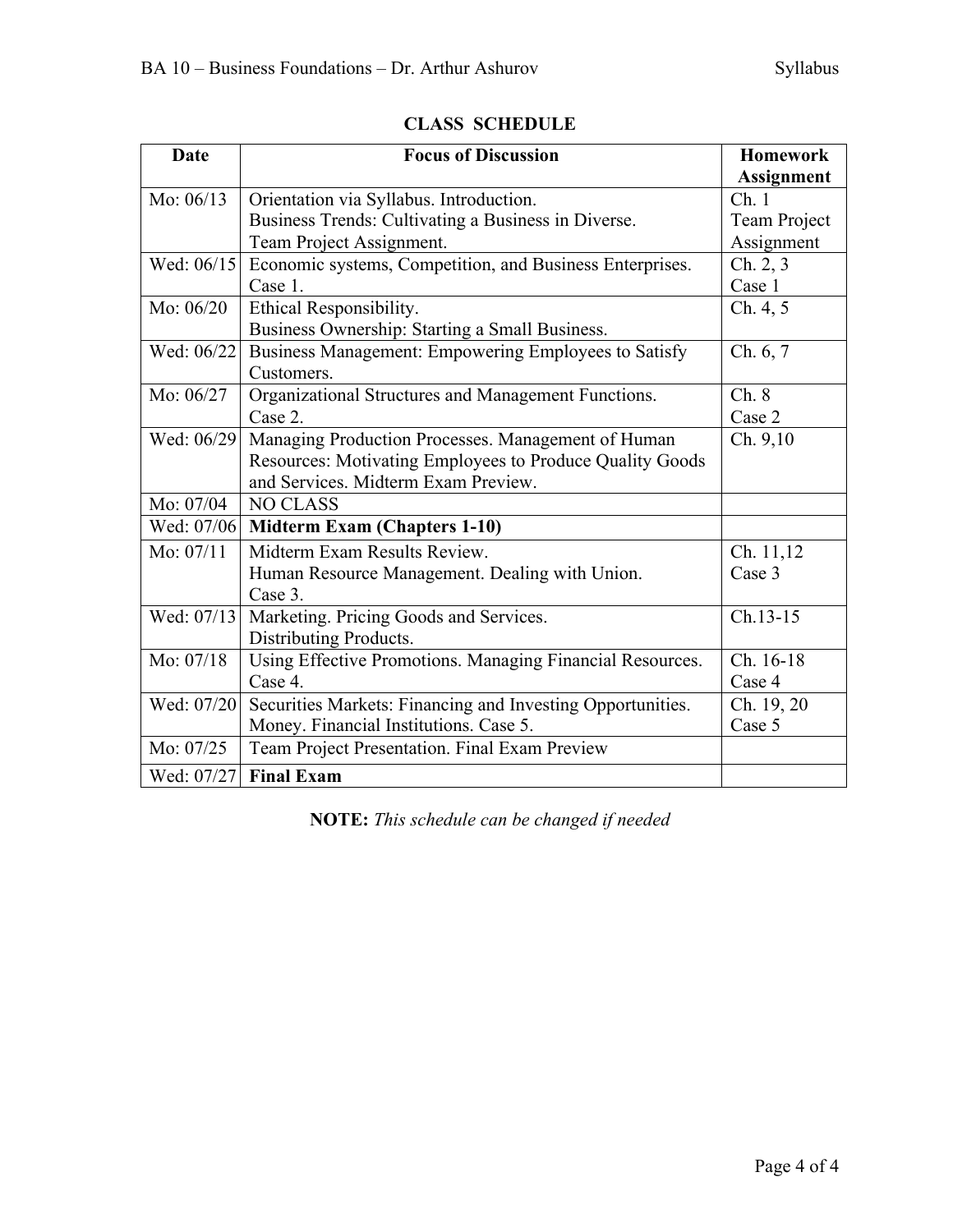## CLASS SCHEDULE

| Date | Focus of Discussion | Homework Assignment |
|---|---|---|
| Mo: 06/13 | Orientation via Syllabus. Introduction.<br>Business Trends: Cultivating a Business in Diverse.<br>Team Project Assignment. | Ch. 1<br>Team Project Assignment |
| Wed: 06/15 | Economic systems, Competition, and Business Enterprises.<br>Case 1. | Ch. 2, 3<br>Case 1 |
| Mo: 06/20 | Ethical Responsibility.<br>Business Ownership: Starting a Small Business. | Ch. 4, 5 |
| Wed: 06/22 | Business Management: Empowering Employees to Satisfy Customers. | Ch. 6, 7 |
| Mo: 06/27 | Organizational Structures and Management Functions.<br>Case 2. | Ch. 8<br>Case 2 |
| Wed: 06/29 | Managing Production Processes. Management of Human Resources: Motivating Employees to Produce Quality Goods and Services. Midterm Exam Preview. | Ch. 9,10 |
| Mo: 07/04 | NO CLASS | |
| Wed: 07/06 | **Midterm Exam (Chapters 1-10)** | |
| Mo: 07/11 | Midterm Exam Results Review.<br>Human Resource Management. Dealing with Union.<br>Case 3. | Ch. 11,12<br>Case 3 |
| Wed: 07/13 | Marketing. Pricing Goods and Services.<br>Distributing Products. | Ch.13-15 |
| Mo: 07/18 | Using Effective Promotions. Managing Financial Resources.<br>Case 4. | Ch. 16-18<br>Case 4 |
| Wed: 07/20 | Securities Markets: Financing and Investing Opportunities.<br>Money. Financial Institutions. Case 5. | Ch. 19, 20<br>Case 5 |
| Mo: 07/25 | Team Project Presentation. Final Exam Preview | |
| Wed: 07/27 | **Final Exam** | |

**NOTE:** *This schedule can be changed if needed*